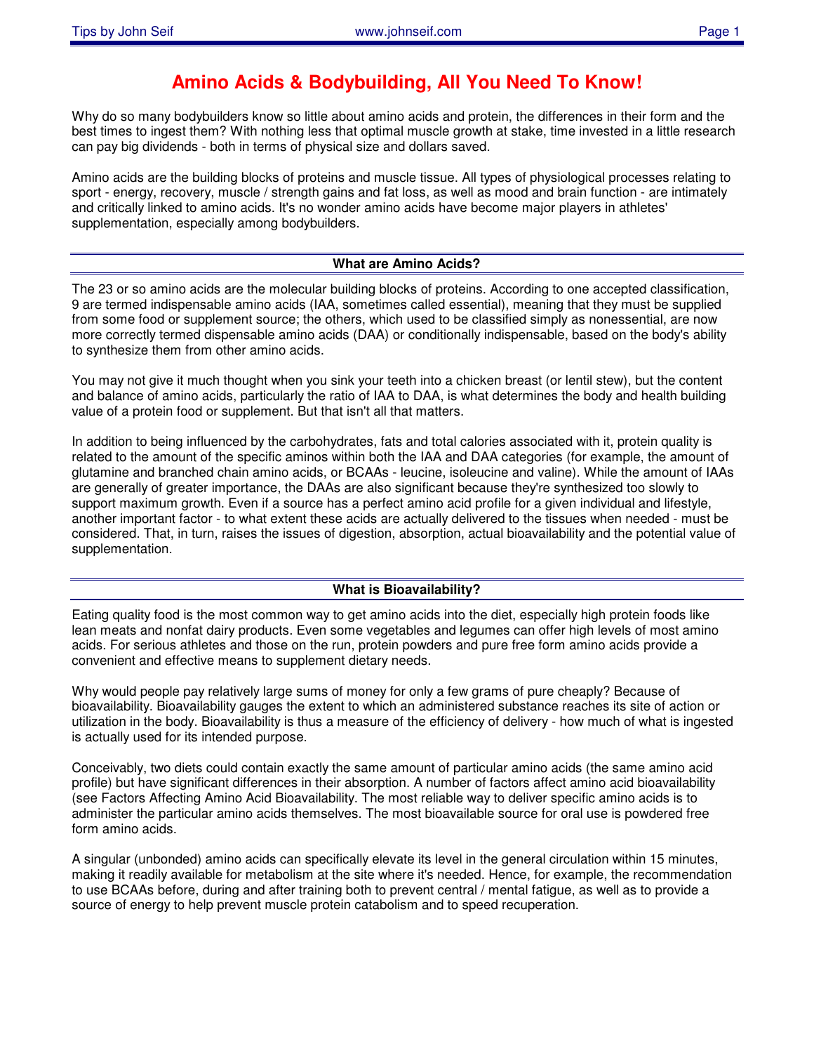# Amino Acids & Bodybuilding, All You Need To Know!

Why do so many bodybuilders know so little about amino acids and protein, the differences in their form and the best times to ingest them? With nothing less that optimal muscle growth at stake, time invested in a little research can pay big dividends - both in terms of physical size and dollars saved.

Amino acids are the building blocks of proteins and muscle tissue. All types of physiological processes relating to sport - energy, recovery, muscle / strength gains and fat loss, as well as mood and brain function - are intimately and critically linked to amino acids. It's no wonder amino acids have become major players in athletes' supplementation, especially among bodybuilders.

## What are Amino Acids?

The 23 or so amino acids are the molecular building blocks of proteins. According to one accepted classification, 9 are termed indispensable amino acids (IAA, sometimes called essential), meaning that they must be supplied from some food or supplement source; the others, which used to be classified simply as nonessential, are now more correctly termed dispensable amino acids (DAA) or conditionally indispensable, based on the body's ability to synthesize them from other amino acids.

You may not give it much thought when you sink your teeth into a chicken breast (or lentil stew), but the content and balance of amino acids, particularly the ratio of IAA to DAA, is what determines the body and health building value of a protein food or supplement. But that isn't all that matters.

In addition to being influenced by the carbohydrates, fats and total calories associated with it, protein quality is related to the amount of the specific aminos within both the IAA and DAA categories (for example, the amount of glutamine and branched chain amino acids, or BCAAs - leucine, isoleucine and valine). While the amount of IAAs are generally of greater importance, the DAAs are also significant because they're synthesized too slowly to support maximum growth. Even if a source has a perfect amino acid profile for a given individual and lifestyle, another important factor - to what extent these acids are actually delivered to the tissues when needed - must be considered. That, in turn, raises the issues of digestion, absorption, actual bioavailability and the potential value of supplementation.

## What is Bioavailability?

Eating quality food is the most common way to get amino acids into the diet, especially high protein foods like lean meats and nonfat dairy products. Even some vegetables and legumes can offer high levels of most amino acids. For serious athletes and those on the run, protein powders and pure free form amino acids provide a convenient and effective means to supplement dietary needs.

Why would people pay relatively large sums of money for only a few grams of pure cheaply? Because of bioavailability. Bioavailability gauges the extent to which an administered substance reaches its site of action or utilization in the body. Bioavailability is thus a measure of the efficiency of delivery - how much of what is ingested is actually used for its intended purpose.

Conceivably, two diets could contain exactly the same amount of particular amino acids (the same amino acid profile) but have significant differences in their absorption. A number of factors affect amino acid bioavailability (see Factors Affecting Amino Acid Bioavailability. The most reliable way to deliver specific amino acids is to administer the particular amino acids themselves. The most bioavailable source for oral use is powdered free form amino acids.

A singular (unbonded) amino acids can specifically elevate its level in the general circulation within 15 minutes, making it readily available for metabolism at the site where it's needed. Hence, for example, the recommendation to use BCAAs before, during and after training both to prevent central / mental fatigue, as well as to provide a source of energy to help prevent muscle protein catabolism and to speed recuperation.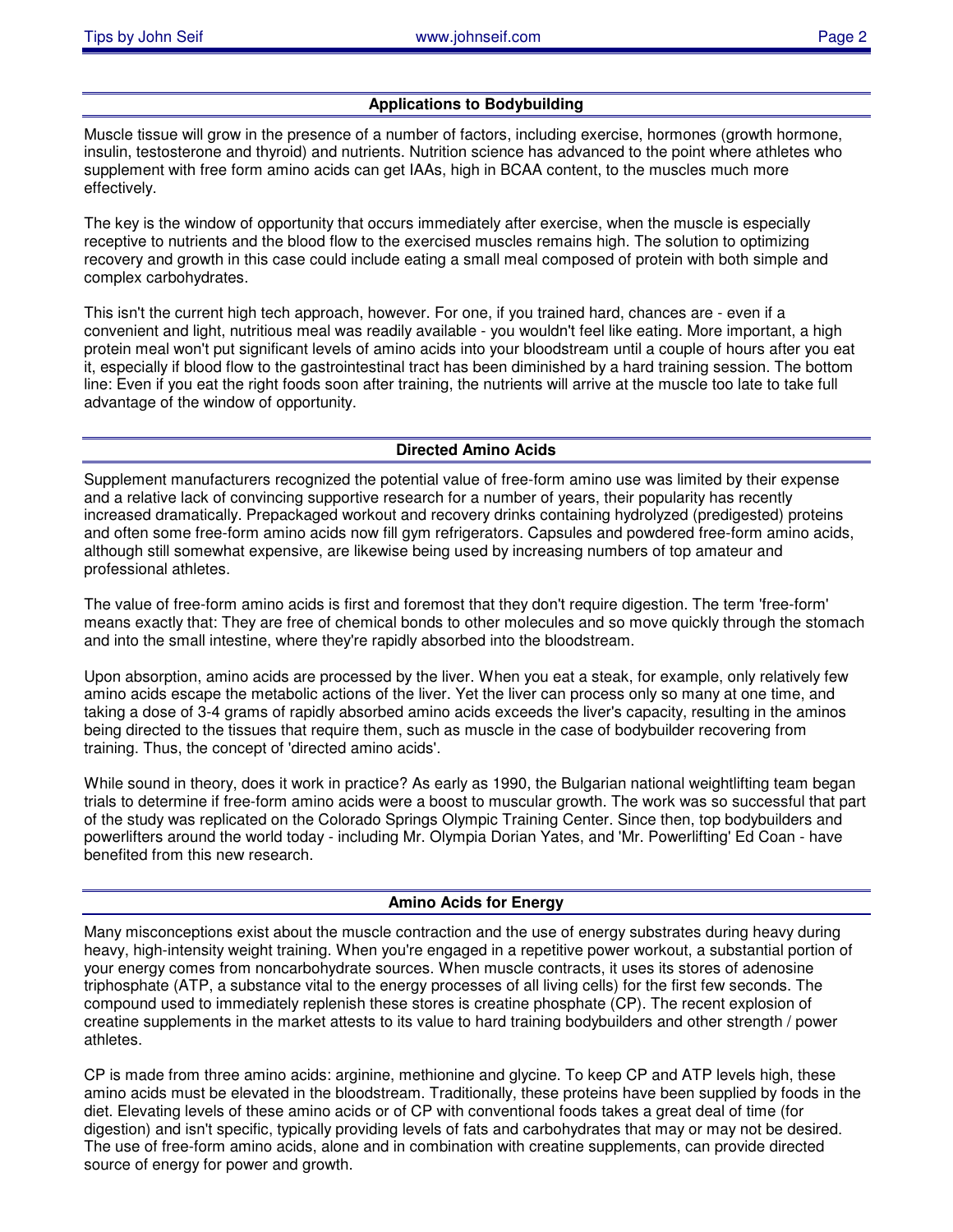## Applications to Bodybuilding

Muscle tissue will grow in the presence of a number of factors, including exercise, hormones (growth hormone, insulin, testosterone and thyroid) and nutrients. Nutrition science has advanced to the point where athletes who supplement with free form amino acids can get IAAs, high in BCAA content, to the muscles much more effectively.

The key is the window of opportunity that occurs immediately after exercise, when the muscle is especially receptive to nutrients and the blood flow to the exercised muscles remains high. The solution to optimizing recovery and growth in this case could include eating a small meal composed of protein with both simple and complex carbohydrates.

This isn't the current high tech approach, however. For one, if you trained hard, chances are - even if a convenient and light, nutritious meal was readily available - you wouldn't feel like eating. More important, a high protein meal won't put significant levels of amino acids into your bloodstream until a couple of hours after you eat it, especially if blood flow to the gastrointestinal tract has been diminished by a hard training session. The bottom line: Even if you eat the right foods soon after training, the nutrients will arrive at the muscle too late to take full advantage of the window of opportunity.

## Directed Amino Acids

Supplement manufacturers recognized the potential value of free-form amino use was limited by their expense and a relative lack of convincing supportive research for a number of years, their popularity has recently increased dramatically. Prepackaged workout and recovery drinks containing hydrolyzed (predigested) proteins and often some free-form amino acids now fill gym refrigerators. Capsules and powdered free-form amino acids, although still somewhat expensive, are likewise being used by increasing numbers of top amateur and professional athletes.

The value of free-form amino acids is first and foremost that they don't require digestion. The term 'free-form' means exactly that: They are free of chemical bonds to other molecules and so move quickly through the stomach and into the small intestine, where they're rapidly absorbed into the bloodstream.

Upon absorption, amino acids are processed by the liver. When you eat a steak, for example, only relatively few amino acids escape the metabolic actions of the liver. Yet the liver can process only so many at one time, and taking a dose of 3-4 grams of rapidly absorbed amino acids exceeds the liver's capacity, resulting in the aminos being directed to the tissues that require them, such as muscle in the case of bodybuilder recovering from training. Thus, the concept of 'directed amino acids'.

While sound in theory, does it work in practice? As early as 1990, the Bulgarian national weightlifting team began trials to determine if free-form amino acids were a boost to muscular growth. The work was so successful that part of the study was replicated on the Colorado Springs Olympic Training Center. Since then, top bodybuilders and powerlifters around the world today - including Mr. Olympia Dorian Yates, and 'Mr. Powerlifting' Ed Coan - have benefited from this new research.

## Amino Acids for Energy

Many misconceptions exist about the muscle contraction and the use of energy substrates during heavy during heavy, high-intensity weight training. When you're engaged in a repetitive power workout, a substantial portion of your energy comes from noncarbohydrate sources. When muscle contracts, it uses its stores of adenosine triphosphate (ATP, a substance vital to the energy processes of all living cells) for the first few seconds. The compound used to immediately replenish these stores is creatine phosphate (CP). The recent explosion of creatine supplements in the market attests to its value to hard training bodybuilders and other strength / power athletes.

CP is made from three amino acids: arginine, methionine and glycine. To keep CP and ATP levels high, these amino acids must be elevated in the bloodstream. Traditionally, these proteins have been supplied by foods in the diet. Elevating levels of these amino acids or of CP with conventional foods takes a great deal of time (for digestion) and isn't specific, typically providing levels of fats and carbohydrates that may or may not be desired. The use of free-form amino acids, alone and in combination with creatine supplements, can provide directed source of energy for power and growth.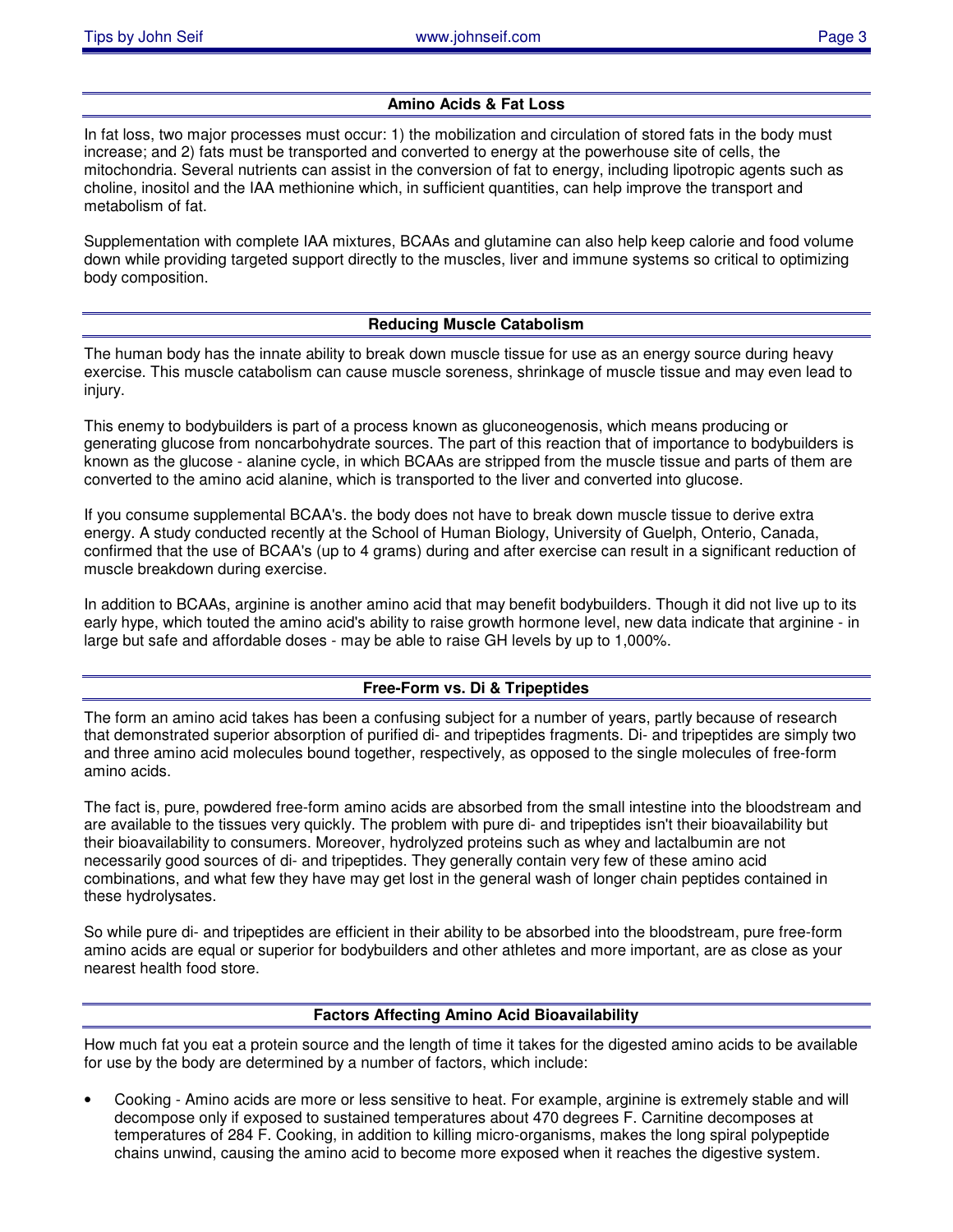## Amino Acids & Fat Loss

In fat loss, two major processes must occur: 1) the mobilization and circulation of stored fats in the body must increase; and 2) fats must be transported and converted to energy at the powerhouse site of cells, the mitochondria. Several nutrients can assist in the conversion of fat to energy, including lipotropic agents such as choline, inositol and the IAA methionine which, in sufficient quantities, can help improve the transport and metabolism of fat.

Supplementation with complete IAA mixtures, BCAAs and glutamine can also help keep calorie and food volume down while providing targeted support directly to the muscles, liver and immune systems so critical to optimizing body composition.

## Reducing Muscle Catabolism

The human body has the innate ability to break down muscle tissue for use as an energy source during heavy exercise. This muscle catabolism can cause muscle soreness, shrinkage of muscle tissue and may even lead to injury.

This enemy to bodybuilders is part of a process known as gluconeogenosis, which means producing or generating glucose from noncarbohydrate sources. The part of this reaction that of importance to bodybuilders is known as the glucose - alanine cycle, in which BCAAs are stripped from the muscle tissue and parts of them are converted to the amino acid alanine, which is transported to the liver and converted into glucose.

If you consume supplemental BCAA's. the body does not have to break down muscle tissue to derive extra energy. A study conducted recently at the School of Human Biology, University of Guelph, Onterio, Canada, confirmed that the use of BCAA's (up to 4 grams) during and after exercise can result in a significant reduction of muscle breakdown during exercise.

In addition to BCAAs, arginine is another amino acid that may benefit bodybuilders. Though it did not live up to its early hype, which touted the amino acid's ability to raise growth hormone level, new data indicate that arginine - in large but safe and affordable doses - may be able to raise GH levels by up to 1,000%.

## Free-Form vs. Di & Tripeptides

The form an amino acid takes has been a confusing subject for a number of years, partly because of research that demonstrated superior absorption of purified di- and tripeptides fragments. Di- and tripeptides are simply two and three amino acid molecules bound together, respectively, as opposed to the single molecules of free-form amino acids.

The fact is, pure, powdered free-form amino acids are absorbed from the small intestine into the bloodstream and are available to the tissues very quickly. The problem with pure di- and tripeptides isn't their bioavailability but their bioavailability to consumers. Moreover, hydrolyzed proteins such as whey and lactalbumin are not necessarily good sources of di- and tripeptides. They generally contain very few of these amino acid combinations, and what few they have may get lost in the general wash of longer chain peptides contained in these hydrolysates.

So while pure di- and tripeptides are efficient in their ability to be absorbed into the bloodstream, pure free-form amino acids are equal or superior for bodybuilders and other athletes and more important, are as close as your nearest health food store.

## Factors Affecting Amino Acid Bioavailability

How much fat you eat a protein source and the length of time it takes for the digested amino acids to be available for use by the body are determined by a number of factors, which include:

- Cooking - Amino acids are more or less sensitive to heat. For example, arginine is extremely stable and will decompose only if exposed to sustained temperatures about 470 degrees F. Carnitine decomposes at temperatures of 284 F. Cooking, in addition to killing micro-organisms, makes the long spiral polypeptide chains unwind, causing the amino acid to become more exposed when it reaches the digestive system.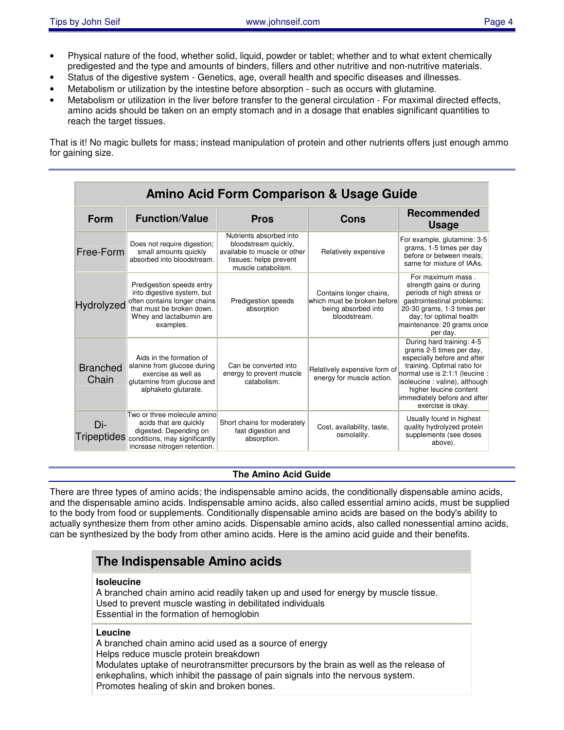- Physical nature of the food, whether solid, liquid, powder or tablet; whether and to what extent chemically predigested and the type and amounts of binders, fillers and other nutritive and non-nutritive materials.
- Status of the digestive system - Genetics, age, overall health and specific diseases and illnesses.
- Metabolism or utilization by the intestine before absorption - such as occurs with glutamine.
- Metabolism or utilization in the liver before transfer to the general circulation - For maximal directed effects, amino acids should be taken on an empty stomach and in a dosage that enables significant quantities to reach the target tissues.

That is it! No magic bullets for mass; instead manipulation of protein and other nutrients offers just enough ammo for gaining size.

## Amino Acid Form Comparison & Usage Guide

| Form | Function/Value | Pros | Cons | Recommended Usage |
|---|---|---|---|---|
| Free-Form | Does not require digestion; small amounts quickly absorbed into bloodstream. | Nutrients absorbed into bloodstream quickly, available to muscle or other tissues; helps prevent muscle catabolism. | Relatively expensive | For example, glutamine: 3-5 grams, 1-5 times per day before or between meals; same for mixture of IAAs. |
| Hydrolyzed | Predigestion speeds entry into digestive system, but often contains longer chains that must be broken down. Whey and lactalbumin are examples. | Predigestion speeds absorption | Contains longer chains, which must be broken before being absorbed into bloodstream. | For maximum mass . strength gains or during periods of high stress or gastrointestinal problems: 20-30 grams, 1-3 times per day; for optimal health maintenance: 20 grams once per day. |
| Branched Chain | Aids in the formation of alanine from glucose during exercise as well as glutamine from glucose and alphaketo glutarate. | Can be converted into energy to prevent muscle catabolism. | Relatively expensive form of energy for muscle action. | During hard training: 4-5 grams 2-5 times per day, especially before and after training. Optimal ratio for normal use is 2:1:1 (leucine : isoleucine : valine), although higher leucine content immediately before and after exercise is okay. |
| Di-Tripeptides | Two or three molecule amino acids that are quickly digested. Depending on conditions, may significantly increase nitrogen retention. | Short chains for moderately fast digestion and absorption. | Cost, availability, taste, osmolality. | Usually found in highest quality hydrolyzed protein supplements (see doses above). |

## The Amino Acid Guide

There are three types of amino acids; the indispensable amino acids, the conditionally dispensable amino acids, and the dispensable amino acids. Indispensable amino acids, also called essential amino acids, must be supplied to the body from food or supplements. Conditionally dispensable amino acids are based on the body's ability to actually synthesize them from other amino acids. Dispensable amino acids, also called nonessential amino acids, can be synthesized by the body from other amino acids. Here is the amino acid guide and their benefits.

### The Indispensable Amino acids

**Isoleucine**
A branched chain amino acid readily taken up and used for energy by muscle tissue.
Used to prevent muscle wasting in debilitated individuals
Essential in the formation of hemoglobin

**Leucine**
A branched chain amino acid used as a source of energy
Helps reduce muscle protein breakdown
Modulates uptake of neurotransmitter precursors by the brain as well as the release of enkephalins, which inhibit the passage of pain signals into the nervous system.
Promotes healing of skin and broken bones.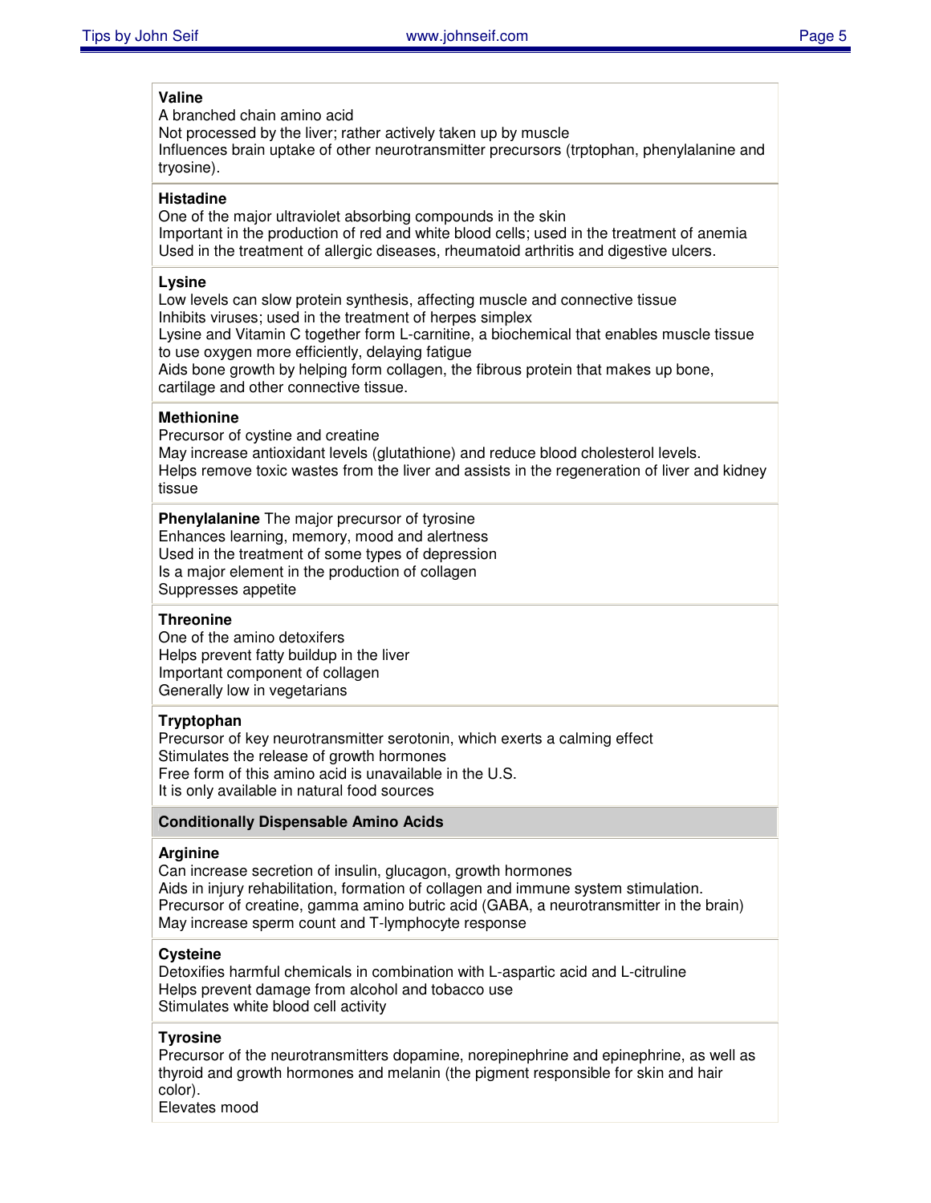**Valine**
A branched chain amino acid
Not processed by the liver; rather actively taken up by muscle
Influences brain uptake of other neurotransmitter precursors (trptophan, phenylalanine and tryosine).

**Histadine**
One of the major ultraviolet absorbing compounds in the skin
Important in the production of red and white blood cells; used in the treatment of anemia
Used in the treatment of allergic diseases, rheumatoid arthritis and digestive ulcers.

**Lysine**
Low levels can slow protein synthesis, affecting muscle and connective tissue
Inhibits viruses; used in the treatment of herpes simplex
Lysine and Vitamin C together form L-carnitine, a biochemical that enables muscle tissue to use oxygen more efficiently, delaying fatigue
Aids bone growth by helping form collagen, the fibrous protein that makes up bone, cartilage and other connective tissue.

**Methionine**
Precursor of cystine and creatine
May increase antioxidant levels (glutathione) and reduce blood cholesterol levels.
Helps remove toxic wastes from the liver and assists in the regeneration of liver and kidney tissue

**Phenylalanine** The major precursor of tyrosine
Enhances learning, memory, mood and alertness
Used in the treatment of some types of depression
Is a major element in the production of collagen
Suppresses appetite

**Threonine**
One of the amino detoxifers
Helps prevent fatty buildup in the liver
Important component of collagen
Generally low in vegetarians

**Tryptophan**
Precursor of key neurotransmitter serotonin, which exerts a calming effect
Stimulates the release of growth hormones
Free form of this amino acid is unavailable in the U.S.
It is only available in natural food sources

## Conditionally Dispensable Amino Acids

**Arginine**
Can increase secretion of insulin, glucagon, growth hormones
Aids in injury rehabilitation, formation of collagen and immune system stimulation.
Precursor of creatine, gamma amino butric acid (GABA, a neurotransmitter in the brain)
May increase sperm count and T-lymphocyte response

**Cysteine**
Detoxifies harmful chemicals in combination with L-aspartic acid and L-citruline
Helps prevent damage from alcohol and tobacco use
Stimulates white blood cell activity

**Tyrosine**
Precursor of the neurotransmitters dopamine, norepinephrine and epinephrine, as well as thyroid and growth hormones and melanin (the pigment responsible for skin and hair color).
Elevates mood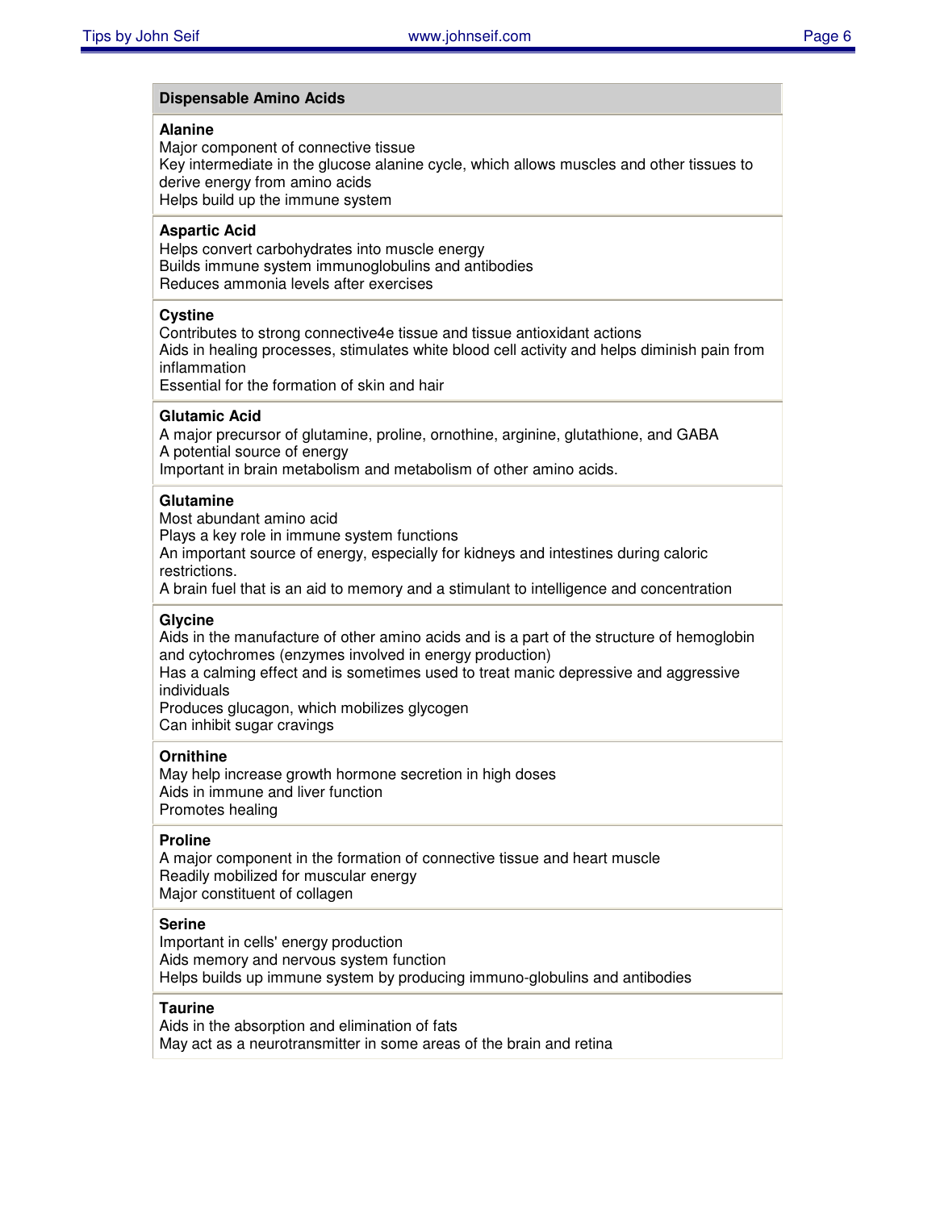## Dispensable Amino Acids

**Alanine**
Major component of connective tissue
Key intermediate in the glucose alanine cycle, which allows muscles and other tissues to derive energy from amino acids
Helps build up the immune system

**Aspartic Acid**
Helps convert carbohydrates into muscle energy
Builds immune system immunoglobulins and antibodies
Reduces ammonia levels after exercises

**Cystine**
Contributes to strong connective4e tissue and tissue antioxidant actions
Aids in healing processes, stimulates white blood cell activity and helps diminish pain from inflammation
Essential for the formation of skin and hair

**Glutamic Acid**
A major precursor of glutamine, proline, ornothine, arginine, glutathione, and GABA
A potential source of energy
Important in brain metabolism and metabolism of other amino acids.

**Glutamine**
Most abundant amino acid
Plays a key role in immune system functions
An important source of energy, especially for kidneys and intestines during caloric restrictions.
A brain fuel that is an aid to memory and a stimulant to intelligence and concentration

**Glycine**
Aids in the manufacture of other amino acids and is a part of the structure of hemoglobin and cytochromes (enzymes involved in energy production)
Has a calming effect and is sometimes used to treat manic depressive and aggressive individuals
Produces glucagon, which mobilizes glycogen
Can inhibit sugar cravings

**Ornithine**
May help increase growth hormone secretion in high doses
Aids in immune and liver function
Promotes healing

**Proline**
A major component in the formation of connective tissue and heart muscle
Readily mobilized for muscular energy
Major constituent of collagen

**Serine**
Important in cells' energy production
Aids memory and nervous system function
Helps builds up immune system by producing immuno-globulins and antibodies

**Taurine**
Aids in the absorption and elimination of fats
May act as a neurotransmitter in some areas of the brain and retina